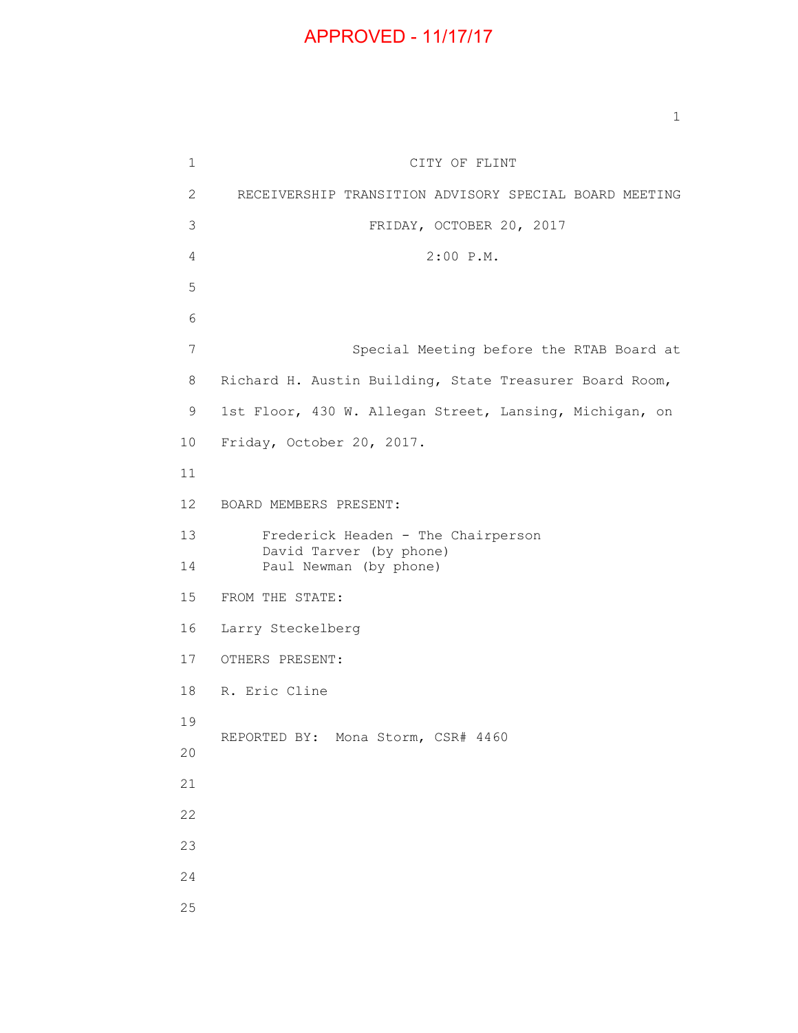APPROVED - 11/17/17

CITY OF FLINT

RECEIVERSHIP TRANSITION ADVISORY SPECIAL BOARD MEETING

FRIDAY, OCTOBER 20, 2017

2:00 P.M.

Special Meeting before the RTAB Board at Richard H. Austin Building, State Treasurer Board Room, 1st Floor, 430 W. Allegan Street, Lansing, Michigan, on Friday, October 20, 2017.

BOARD MEMBERS PRESENT:

Frederick Headen - The Chairperson
David Tarver (by phone)
Paul Newman (by phone)

FROM THE STATE:

Larry Steckelberg

OTHERS PRESENT:

R. Eric Cline

REPORTED BY: Mona Storm, CSR# 4460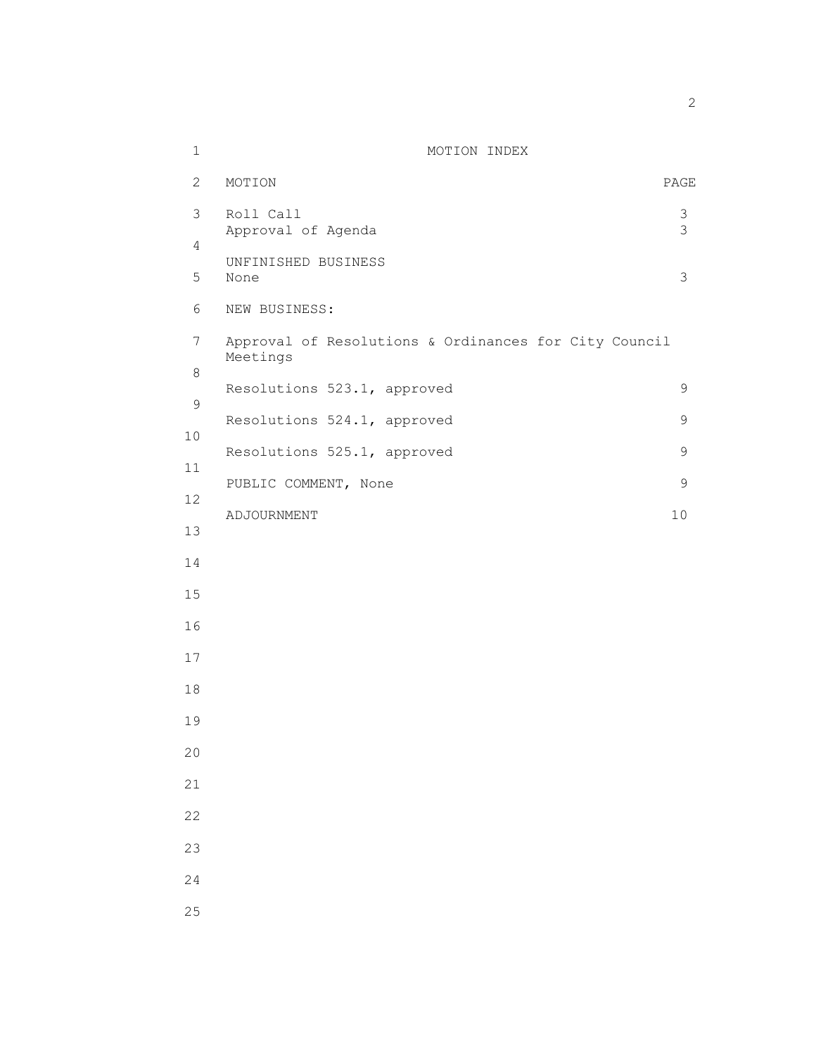# MOTION INDEX

| MOTION | PAGE |
| --- | --- |
| Roll Call | 3 |
| Approval of Agenda | 3 |
| UNFINISHED BUSINESS | |
| None | 3 |
| NEW BUSINESS: | |
| Approval of Resolutions & Ordinances for City Council Meetings | |
| Resolutions 523.1, approved | 9 |
| Resolutions 524.1, approved | 9 |
| Resolutions 525.1, approved | 9 |
| PUBLIC COMMENT, None | 9 |
| ADJOURNMENT | 10 |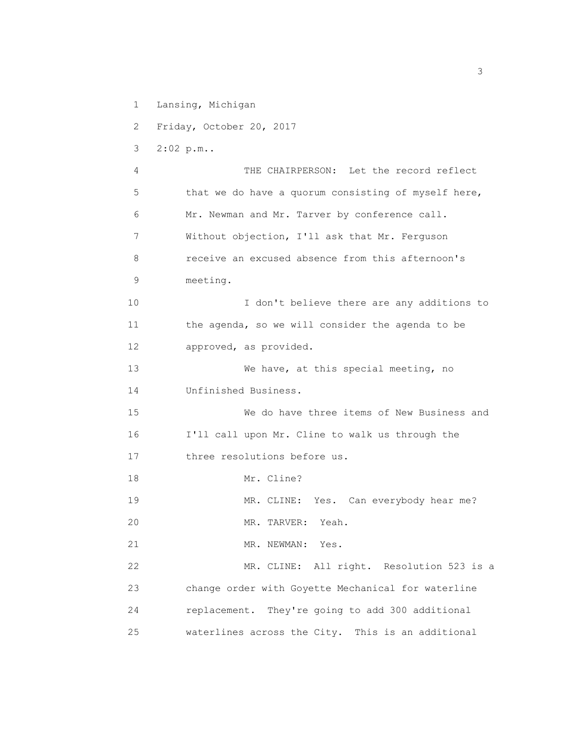Lansing, Michigan

Friday, October 20, 2017

2:02 p.m..

THE CHAIRPERSON: Let the record reflect that we do have a quorum consisting of myself here, Mr. Newman and Mr. Tarver by conference call. Without objection, I'll ask that Mr. Ferguson receive an excused absence from this afternoon's meeting.

I don't believe there are any additions to the agenda, so we will consider the agenda to be approved, as provided.

We have, at this special meeting, no Unfinished Business.

We do have three items of New Business and I'll call upon Mr. Cline to walk us through the three resolutions before us.

Mr. Cline?

MR. CLINE: Yes. Can everybody hear me?

MR. TARVER: Yeah.

MR. NEWMAN: Yes.

MR. CLINE: All right. Resolution 523 is a change order with Goyette Mechanical for waterline replacement. They're going to add 300 additional waterlines across the City. This is an additional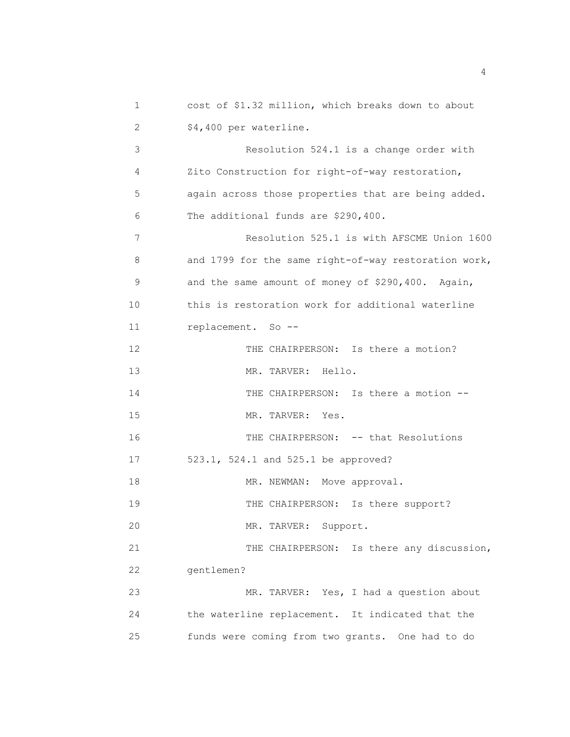cost of $1.32 million, which breaks down to about $4,400 per waterline.

Resolution 524.1 is a change order with Zito Construction for right-of-way restoration, again across those properties that are being added. The additional funds are $290,400.

Resolution 525.1 is with AFSCME Union 1600 and 1799 for the same right-of-way restoration work, and the same amount of money of $290,400. Again, this is restoration work for additional waterline replacement. So --

THE CHAIRPERSON: Is there a motion?

MR. TARVER: Hello.

THE CHAIRPERSON: Is there a motion --

MR. TARVER: Yes.

THE CHAIRPERSON: -- that Resolutions 523.1, 524.1 and 525.1 be approved?

MR. NEWMAN: Move approval.

THE CHAIRPERSON: Is there support?

MR. TARVER: Support.

THE CHAIRPERSON: Is there any discussion, gentlemen?

MR. TARVER: Yes, I had a question about the waterline replacement. It indicated that the funds were coming from two grants. One had to do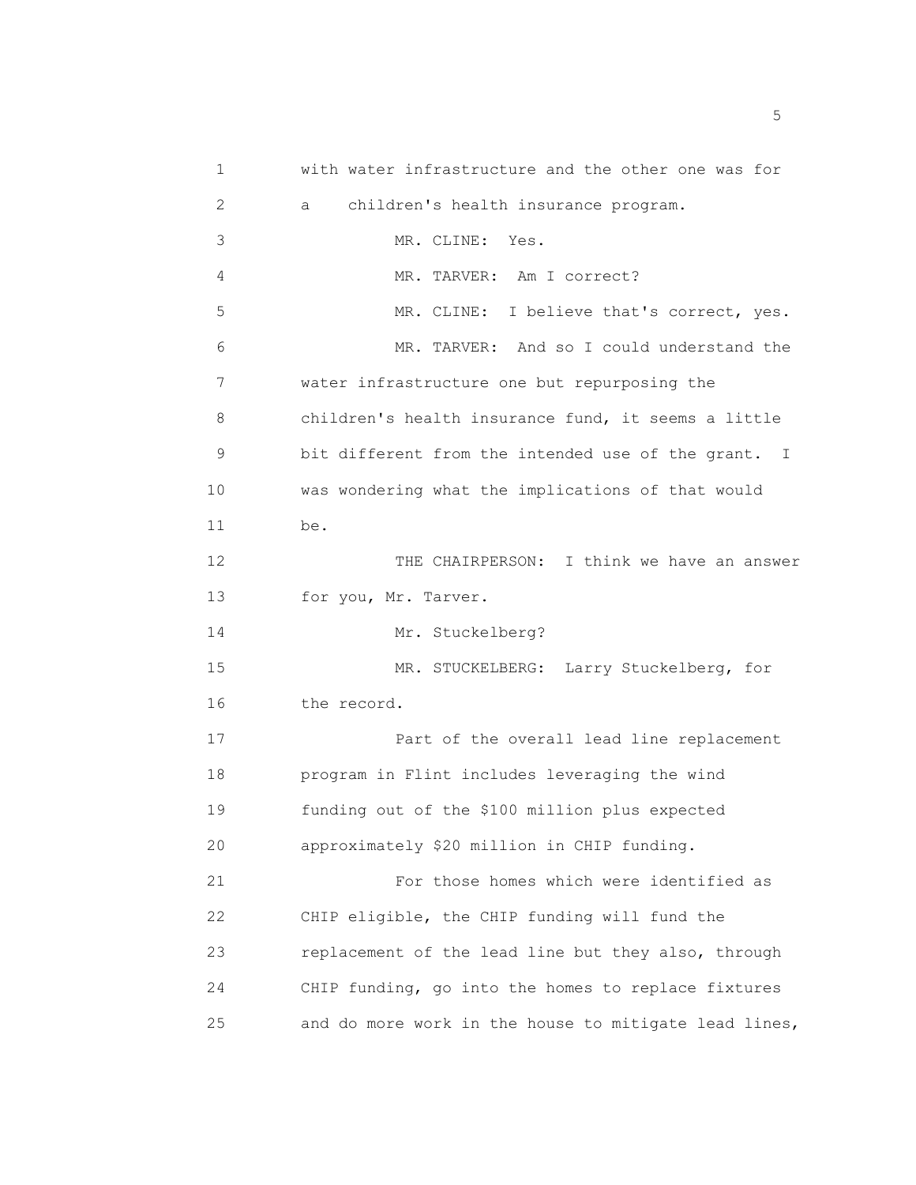with water infrastructure and the other one was for a children's health insurance program.

MR. CLINE: Yes.

MR. TARVER: Am I correct?

MR. CLINE: I believe that's correct, yes.

MR. TARVER: And so I could understand the water infrastructure one but repurposing the children's health insurance fund, it seems a little bit different from the intended use of the grant. I was wondering what the implications of that would be.

THE CHAIRPERSON: I think we have an answer for you, Mr. Tarver.

Mr. Stuckelberg?

MR. STUCKELBERG: Larry Stuckelberg, for the record.

Part of the overall lead line replacement program in Flint includes leveraging the wind funding out of the $100 million plus expected approximately $20 million in CHIP funding.

For those homes which were identified as CHIP eligible, the CHIP funding will fund the replacement of the lead line but they also, through CHIP funding, go into the homes to replace fixtures and do more work in the house to mitigate lead lines,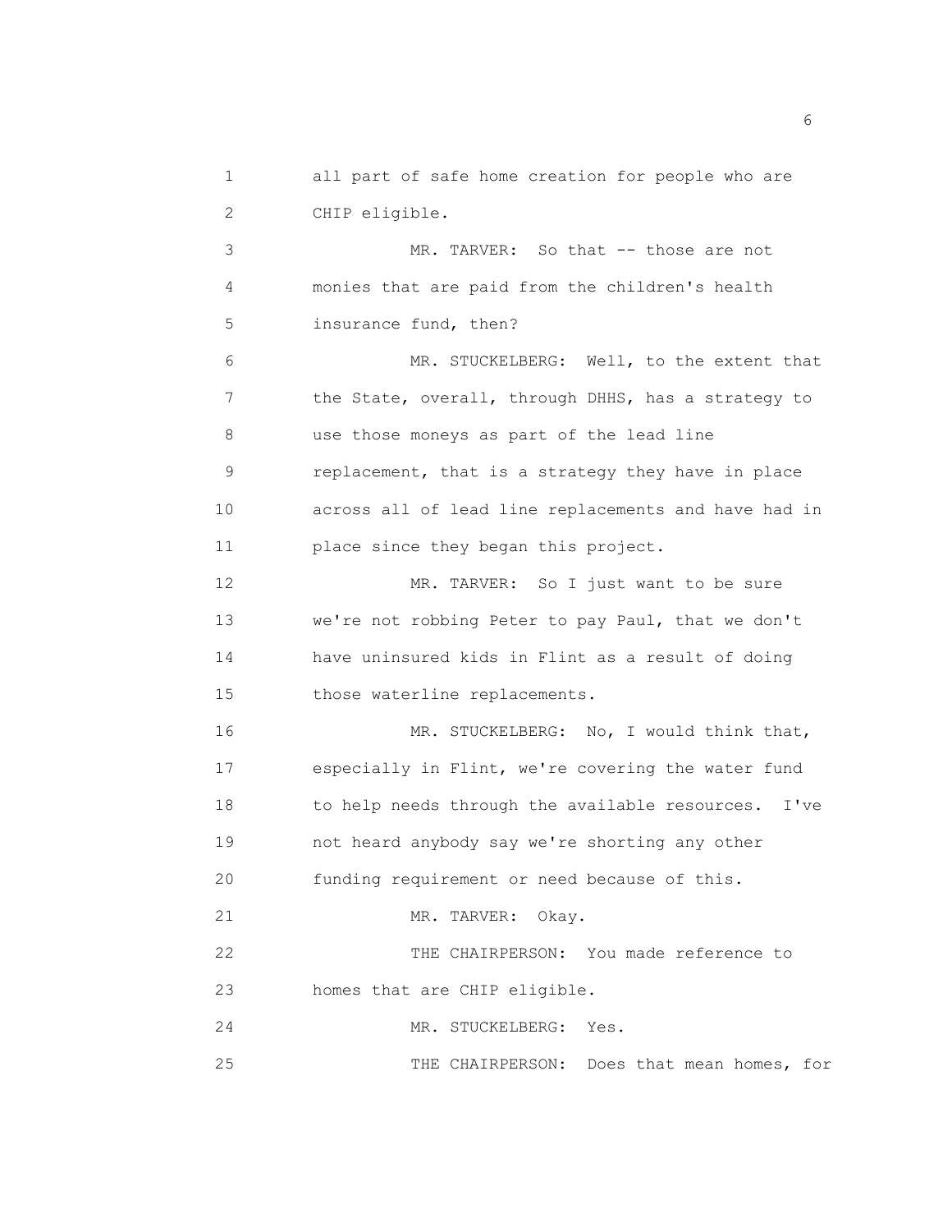1 all part of safe home creation for people who are
2 CHIP eligible.

3 MR. TARVER: So that -- those are not
4 monies that are paid from the children's health
5 insurance fund, then?

6 MR. STUCKELBERG: Well, to the extent that
7 the State, overall, through DHHS, has a strategy to
8 use those moneys as part of the lead line
9 replacement, that is a strategy they have in place
10 across all of lead line replacements and have had in
11 place since they began this project.

12 MR. TARVER: So I just want to be sure
13 we're not robbing Peter to pay Paul, that we don't
14 have uninsured kids in Flint as a result of doing
15 those waterline replacements.

16 MR. STUCKELBERG: No, I would think that,
17 especially in Flint, we're covering the water fund
18 to help needs through the available resources. I've
19 not heard anybody say we're shorting any other
20 funding requirement or need because of this.

21 MR. TARVER: Okay.

22 THE CHAIRPERSON: You made reference to
23 homes that are CHIP eligible.

24 MR. STUCKELBERG: Yes.

25 THE CHAIRPERSON: Does that mean homes, for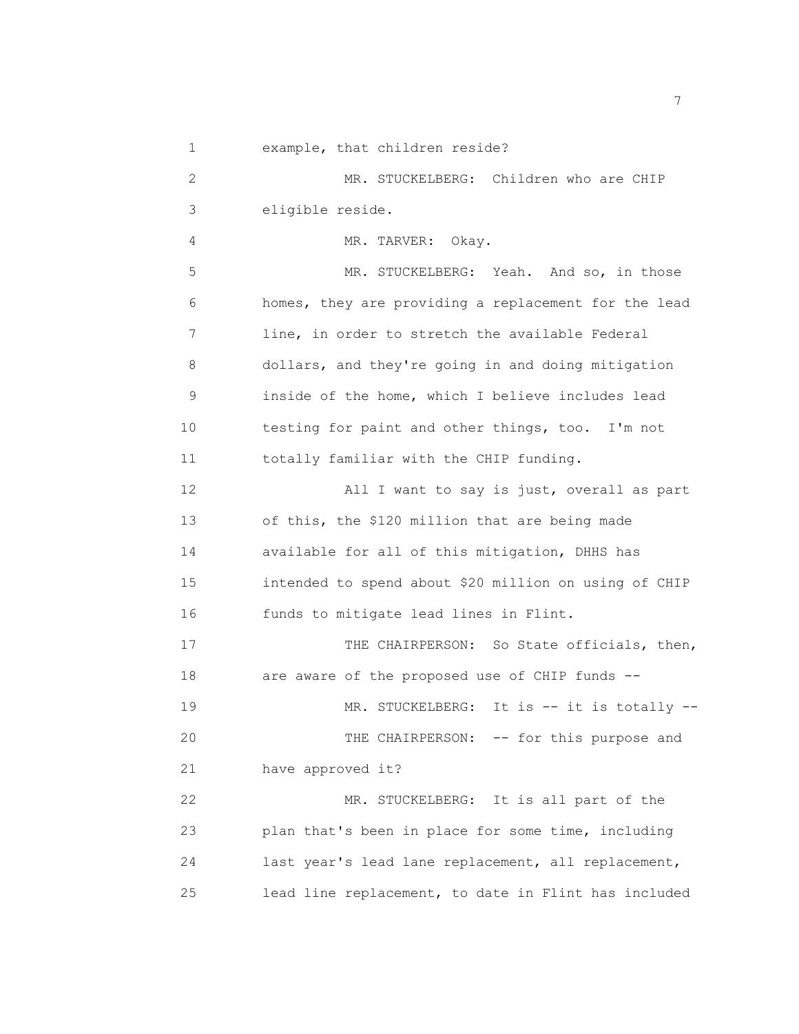example, that children reside?

MR. STUCKELBERG: Children who are CHIP eligible reside.

MR. TARVER: Okay.

MR. STUCKELBERG: Yeah. And so, in those homes, they are providing a replacement for the lead line, in order to stretch the available Federal dollars, and they're going in and doing mitigation inside of the home, which I believe includes lead testing for paint and other things, too. I'm not totally familiar with the CHIP funding.

All I want to say is just, overall as part of this, the $120 million that are being made available for all of this mitigation, DHHS has intended to spend about $20 million on using of CHIP funds to mitigate lead lines in Flint.

THE CHAIRPERSON: So State officials, then, are aware of the proposed use of CHIP funds --

MR. STUCKELBERG: It is -- it is totally --

THE CHAIRPERSON: -- for this purpose and have approved it?

MR. STUCKELBERG: It is all part of the plan that's been in place for some time, including last year's lead lane replacement, all replacement, lead line replacement, to date in Flint has included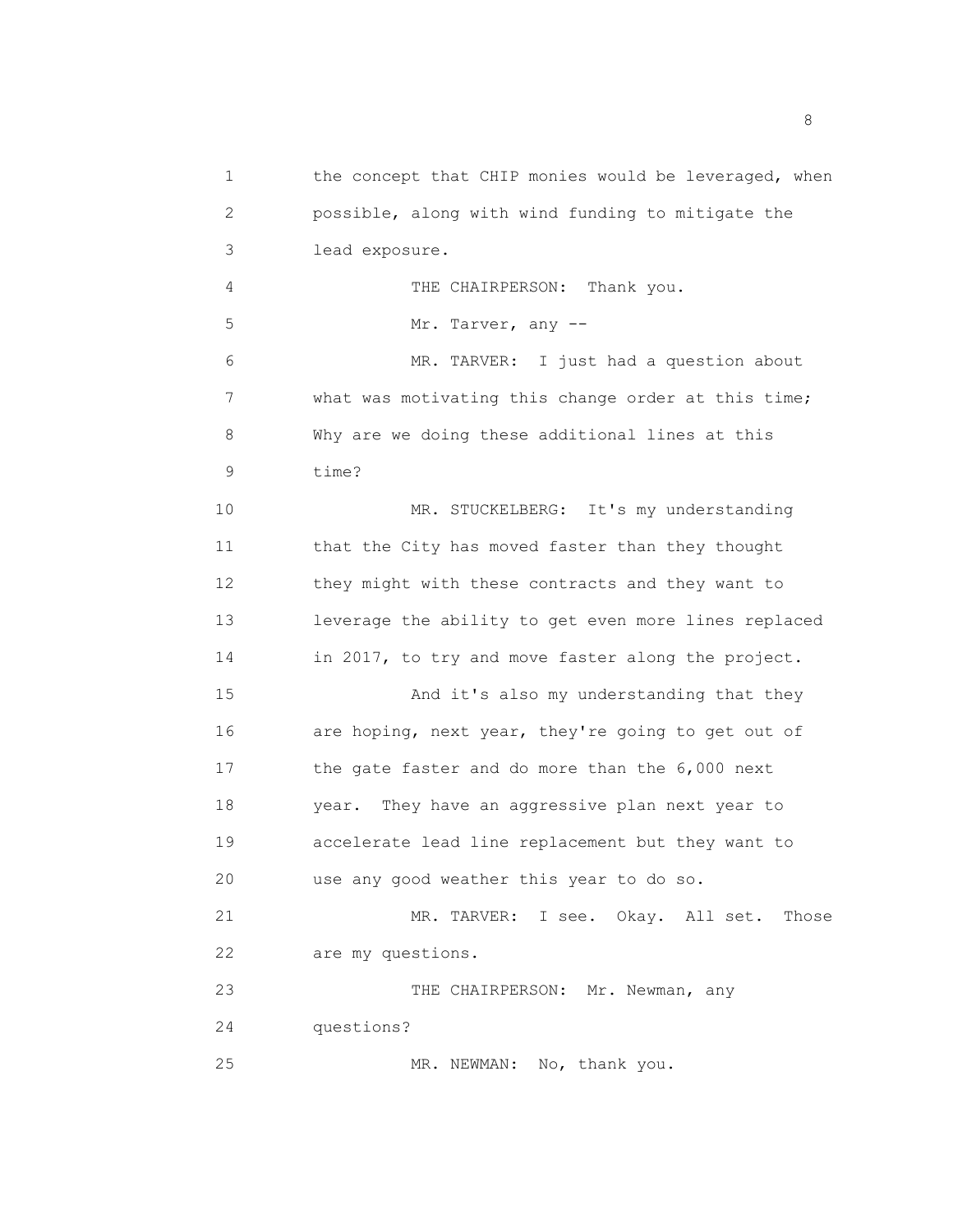the concept that CHIP monies would be leveraged, when possible, along with wind funding to mitigate the lead exposure.

THE CHAIRPERSON: Thank you.

Mr. Tarver, any --

MR. TARVER: I just had a question about what was motivating this change order at this time; Why are we doing these additional lines at this time?

MR. STUCKELBERG: It's my understanding that the City has moved faster than they thought they might with these contracts and they want to leverage the ability to get even more lines replaced in 2017, to try and move faster along the project.

And it's also my understanding that they are hoping, next year, they're going to get out of the gate faster and do more than the 6,000 next year. They have an aggressive plan next year to accelerate lead line replacement but they want to use any good weather this year to do so.

MR. TARVER: I see. Okay. All set. Those are my questions.

THE CHAIRPERSON: Mr. Newman, any questions?

MR. NEWMAN: No, thank you.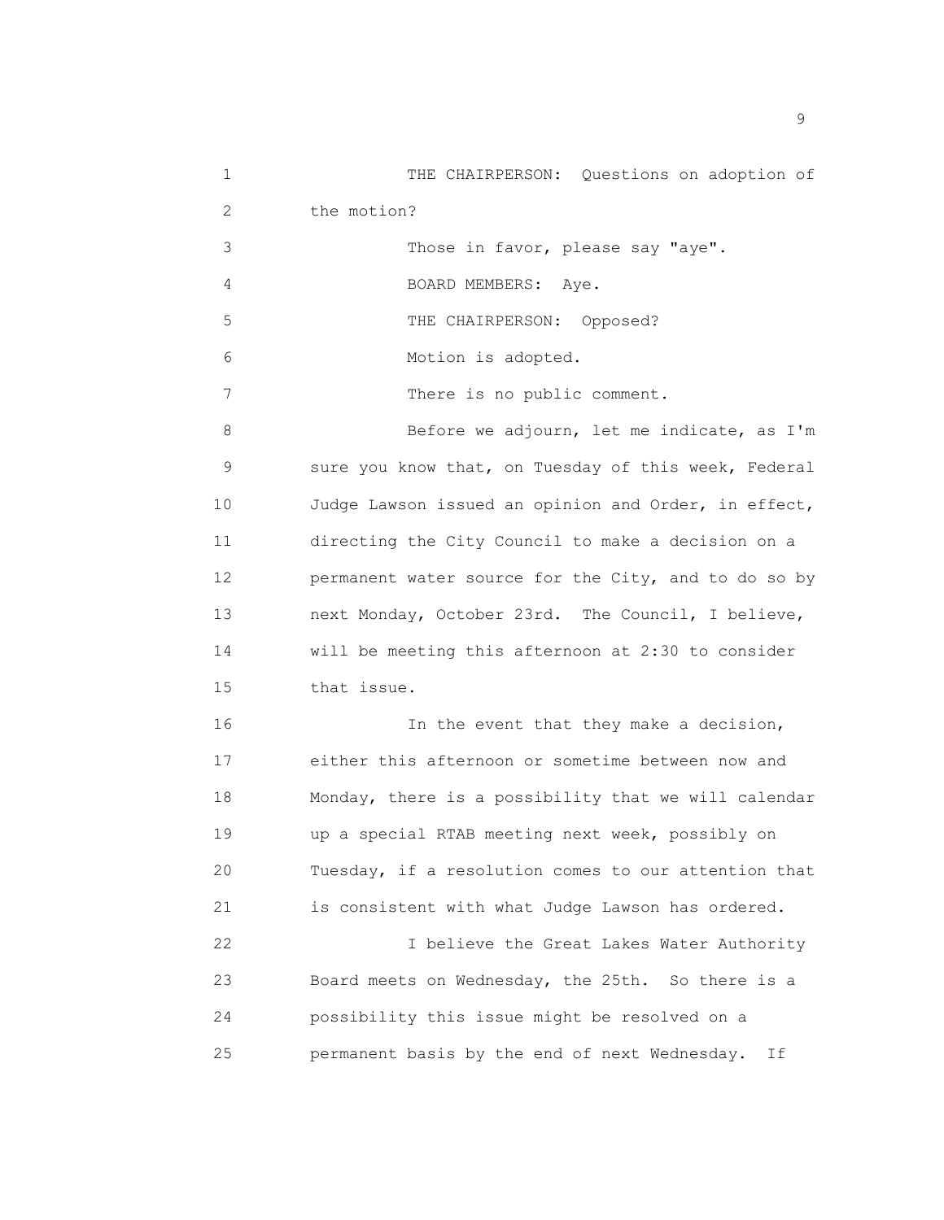THE CHAIRPERSON: Questions on adoption of the motion?

Those in favor, please say "aye".

BOARD MEMBERS: Aye.

THE CHAIRPERSON: Opposed?

Motion is adopted.

There is no public comment.

Before we adjourn, let me indicate, as I'm sure you know that, on Tuesday of this week, Federal Judge Lawson issued an opinion and Order, in effect, directing the City Council to make a decision on a permanent water source for the City, and to do so by next Monday, October 23rd. The Council, I believe, will be meeting this afternoon at 2:30 to consider that issue.

In the event that they make a decision, either this afternoon or sometime between now and Monday, there is a possibility that we will calendar up a special RTAB meeting next week, possibly on Tuesday, if a resolution comes to our attention that is consistent with what Judge Lawson has ordered.

I believe the Great Lakes Water Authority Board meets on Wednesday, the 25th. So there is a possibility this issue might be resolved on a permanent basis by the end of next Wednesday. If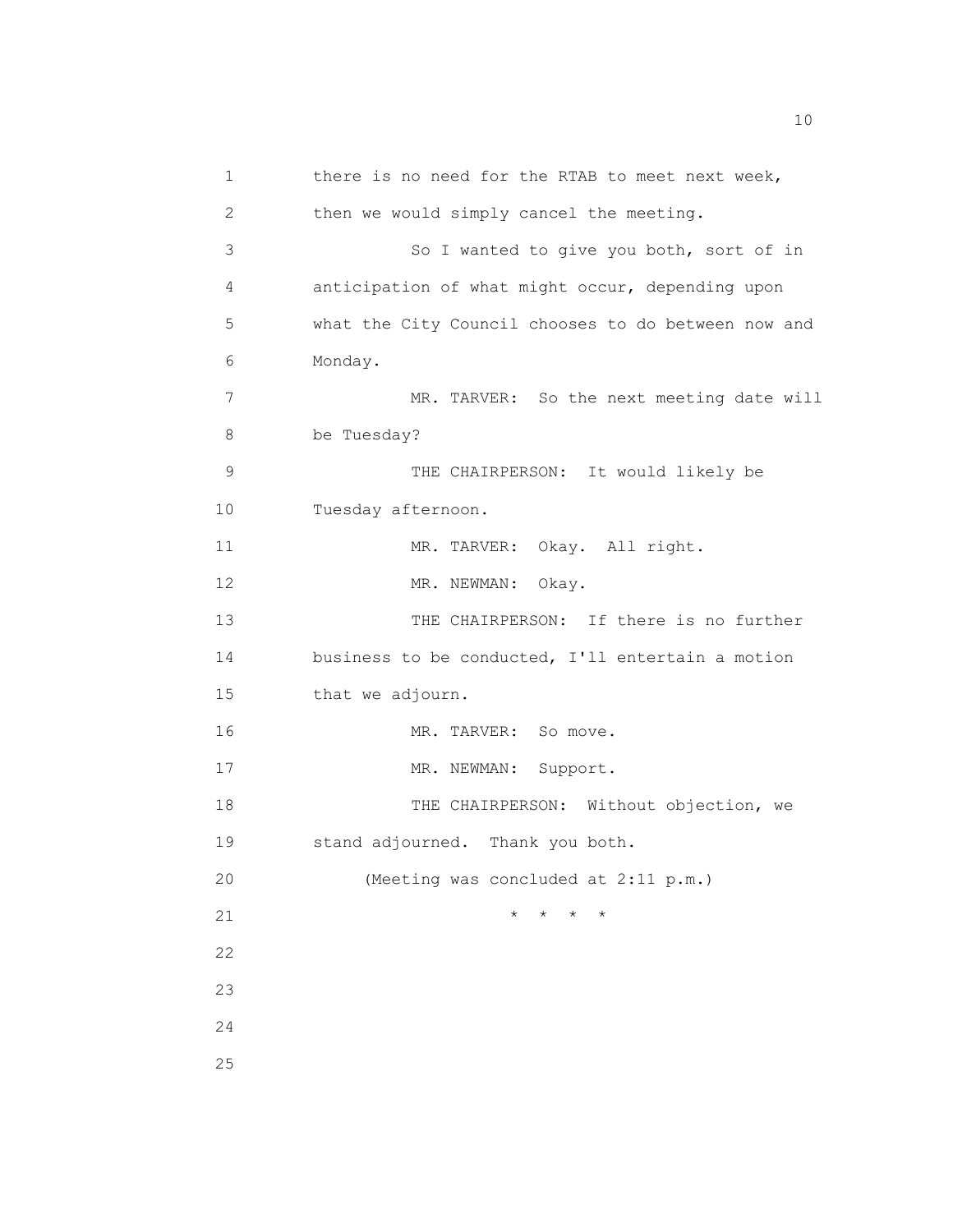there is no need for the RTAB to meet next week, then we would simply cancel the meeting.

So I wanted to give you both, sort of in anticipation of what might occur, depending upon what the City Council chooses to do between now and Monday.

MR. TARVER: So the next meeting date will be Tuesday?

THE CHAIRPERSON: It would likely be Tuesday afternoon.

MR. TARVER: Okay. All right.

MR. NEWMAN: Okay.

THE CHAIRPERSON: If there is no further business to be conducted, I'll entertain a motion that we adjourn.

MR. TARVER: So move.

MR. NEWMAN: Support.

THE CHAIRPERSON: Without objection, we stand adjourned. Thank you both.

(Meeting was concluded at 2:11 p.m.)

\* \* \* \*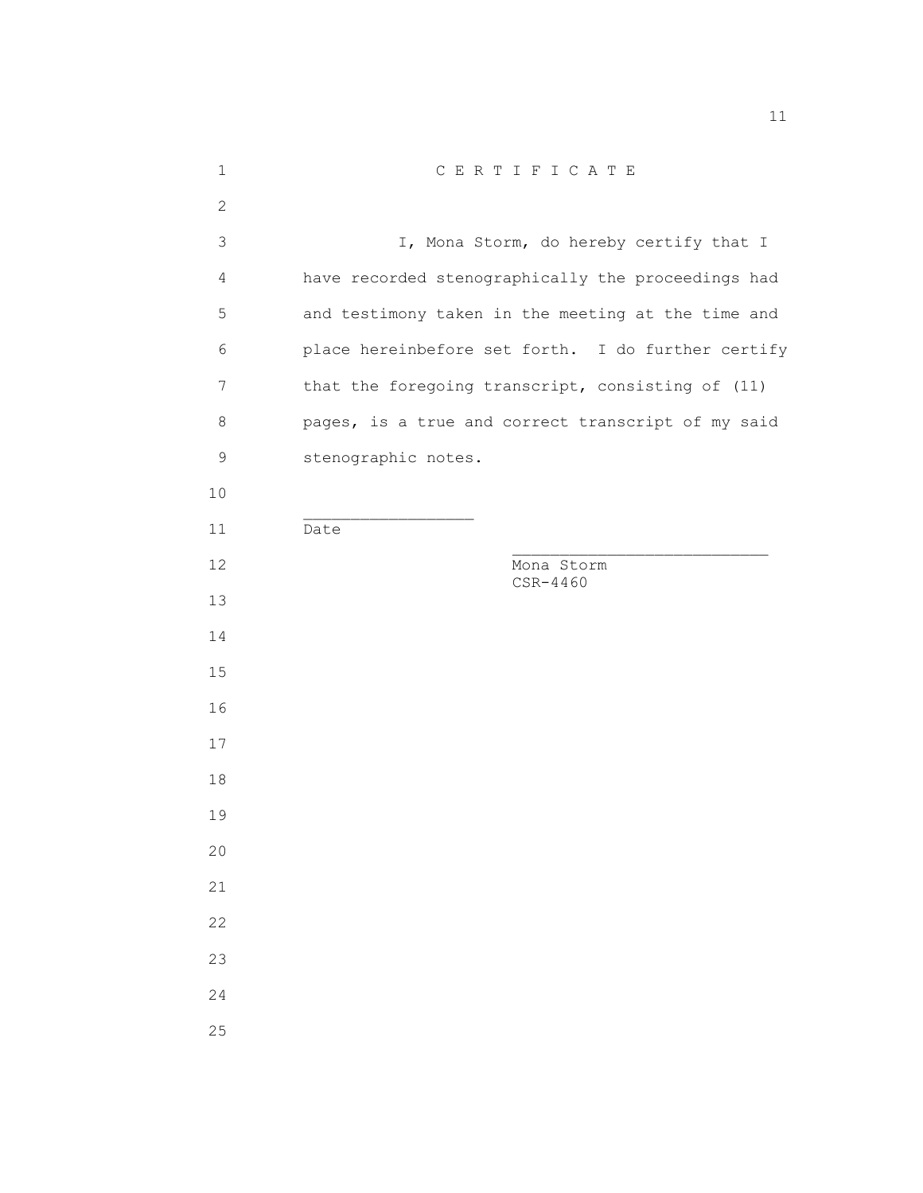# C E R T I F I C A T E

I, Mona Storm, do hereby certify that I have recorded stenographically the proceedings had and testimony taken in the meeting at the time and place hereinbefore set forth. I do further certify that the foregoing transcript, consisting of (11) pages, is a true and correct transcript of my said stenographic notes.

\_\_\_\_\_\_\_\_\_\_\_\_\_\_\_\_\_\_
Date

\_\_\_\_\_\_\_\_\_\_\_\_\_\_\_\_\_\_\_\_\_\_\_\_\_\_\_
Mona Storm
CSR-4460